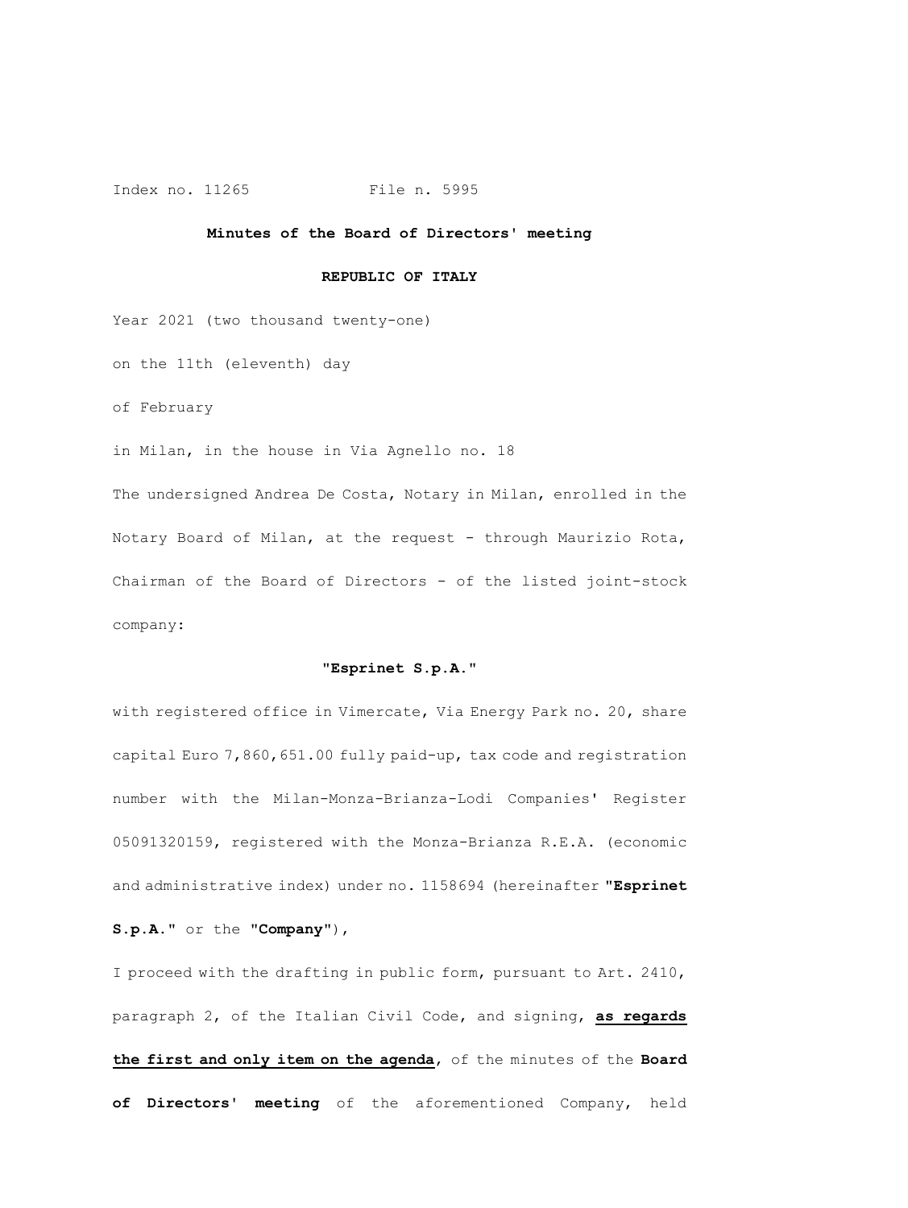Index no. 11265 File n. 5995

**Minutes of the Board of Directors' meeting**

**REPUBLIC OF ITALY**

Year 2021 (two thousand twenty-one)

on the 11th (eleventh) day

of February

in Milan, in the house in Via Agnello no. 18

The undersigned Andrea De Costa, Notary in Milan, enrolled in the Notary Board of Milan, at the request - through Maurizio Rota, Chairman of the Board of Directors - of the listed joint-stock company:

**"Esprinet S.p.A."**

with registered office in Vimercate, Via Energy Park no. 20, share capital Euro 7,860,651.00 fully paid-up, tax code and registration number with the Milan-Monza-Brianza-Lodi Companies' Register 05091320159, registered with the Monza-Brianza R.E.A. (economic and administrative index) under no. 1158694 (hereinafter **"Esprinet S.p.A."** or the **"Company"**),

I proceed with the drafting in public form, pursuant to Art. 2410, paragraph 2, of the Italian Civil Code, and signing, **as regards the first and only item on the agenda**, of the minutes of the **Board of Directors' meeting** of the aforementioned Company, held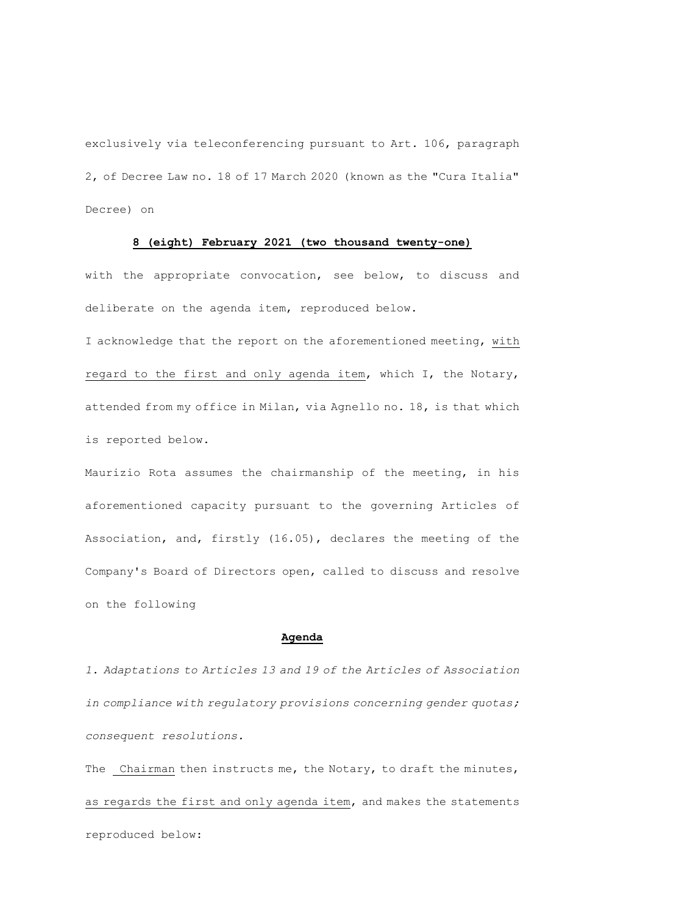exclusively via teleconferencing pursuant to Art. 106, paragraph 2, of Decree Law no. 18 of 17 March 2020 (known as the "Cura Italia" Decree) on

**8 (eight) February 2021 (two thousand twenty-one)**

with the appropriate convocation, see below, to discuss and deliberate on the agenda item, reproduced below.

I acknowledge that the report on the aforementioned meeting, with regard to the first and only agenda item, which I, the Notary, attended from my office in Milan, via Agnello no. 18, is that which is reported below.

Maurizio Rota assumes the chairmanship of the meeting, in his aforementioned capacity pursuant to the governing Articles of Association, and, firstly (16.05), declares the meeting of the Company's Board of Directors open, called to discuss and resolve on the following

**Agenda**

*1. Adaptations to Articles 13 and 19 of the Articles of Association in compliance with regulatory provisions concerning gender quotas; consequent resolutions.*

The Chairman then instructs me, the Notary, to draft the minutes, as regards the first and only agenda item, and makes the statements reproduced below: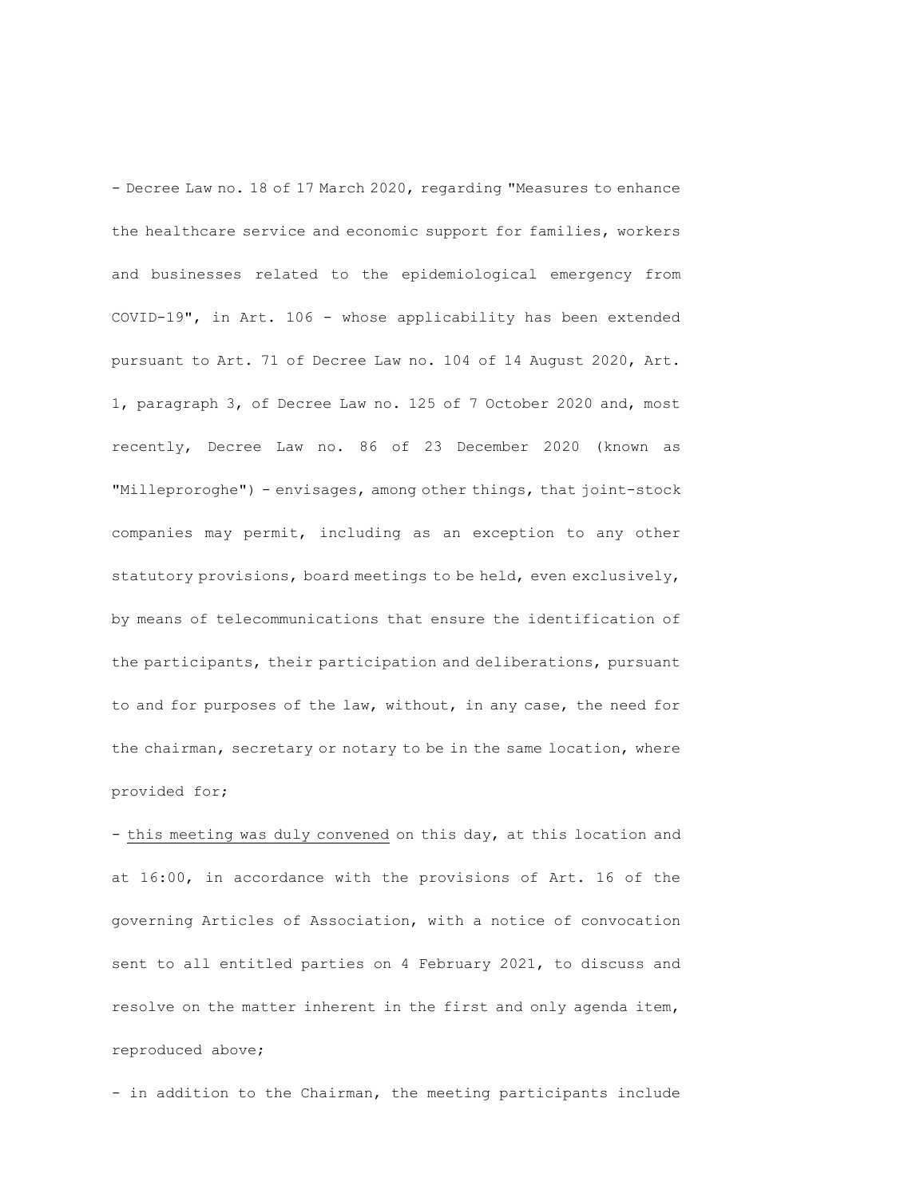- Decree Law no. 18 of 17 March 2020, regarding "Measures to enhance the healthcare service and economic support for families, workers and businesses related to the epidemiological emergency from COVID-19", in Art. 106 - whose applicability has been extended pursuant to Art. 71 of Decree Law no. 104 of 14 August 2020, Art. 1, paragraph 3, of Decree Law no. 125 of 7 October 2020 and, most recently, Decree Law no. 86 of 23 December 2020 (known as "Milleproroghe") - envisages, among other things, that joint-stock companies may permit, including as an exception to any other statutory provisions, board meetings to be held, even exclusively, by means of telecommunications that ensure the identification of the participants, their participation and deliberations, pursuant to and for purposes of the law, without, in any case, the need for the chairman, secretary or notary to be in the same location, where provided for;

- <u>this meeting was duly convened</u> on this day, at this location and at 16:00, in accordance with the provisions of Art. 16 of the governing Articles of Association, with a notice of convocation sent to all entitled parties on 4 February 2021, to discuss and resolve on the matter inherent in the first and only agenda item, reproduced above;

- in addition to the Chairman, the meeting participants include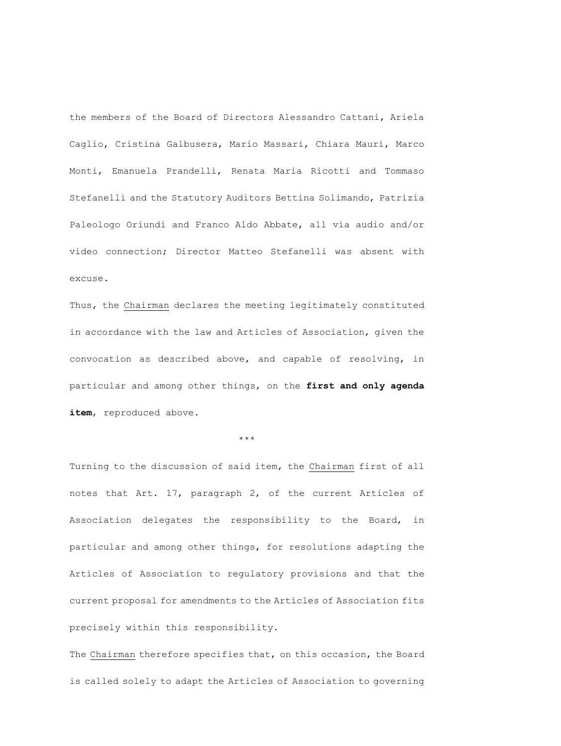the members of the Board of Directors Alessandro Cattani, Ariela Caglio, Cristina Galbusera, Mario Massari, Chiara Mauri, Marco Monti, Emanuela Prandelli, Renata Maria Ricotti and Tommaso Stefanelli and the Statutory Auditors Bettina Solimando, Patrizia Paleologo Oriundi and Franco Aldo Abbate, all via audio and/or video connection; Director Matteo Stefanelli was absent with excuse.

Thus, the Chairman declares the meeting legitimately constituted in accordance with the law and Articles of Association, given the convocation as described above, and capable of resolving, in particular and among other things, on the **first and only agenda item**, reproduced above.

***

Turning to the discussion of said item, the Chairman first of all notes that Art. 17, paragraph 2, of the current Articles of Association delegates the responsibility to the Board, in particular and among other things, for resolutions adapting the Articles of Association to regulatory provisions and that the current proposal for amendments to the Articles of Association fits precisely within this responsibility.

The Chairman therefore specifies that, on this occasion, the Board is called solely to adapt the Articles of Association to governing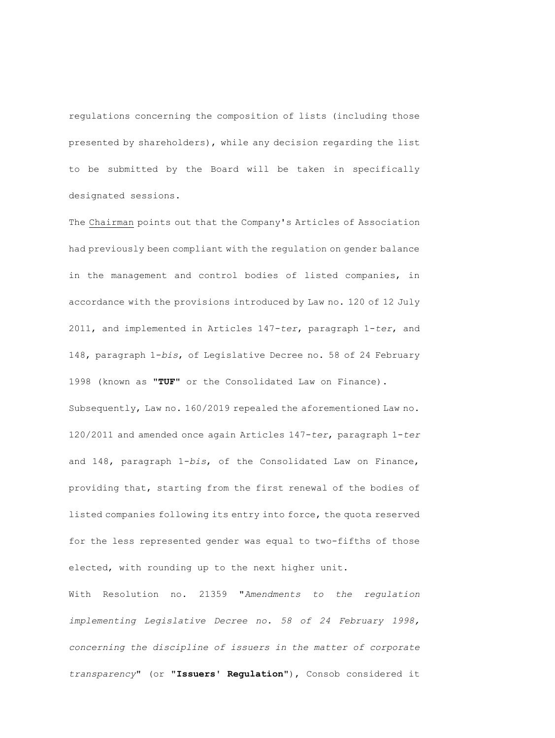regulations concerning the composition of lists (including those presented by shareholders), while any decision regarding the list to be submitted by the Board will be taken in specifically designated sessions.

The Chairman points out that the Company's Articles of Association had previously been compliant with the regulation on gender balance in the management and control bodies of listed companies, in accordance with the provisions introduced by Law no. 120 of 12 July 2011, and implemented in Articles 147-*ter*, paragraph 1-*ter*, and 148, paragraph 1-*bis*, of Legislative Decree no. 58 of 24 February 1998 (known as "**TUF**" or the Consolidated Law on Finance).

Subsequently, Law no. 160/2019 repealed the aforementioned Law no. 120/2011 and amended once again Articles 147-*ter*, paragraph 1-*ter* and 148, paragraph 1-*bis*, of the Consolidated Law on Finance, providing that, starting from the first renewal of the bodies of listed companies following its entry into force, the quota reserved for the less represented gender was equal to two-fifths of those elected, with rounding up to the next higher unit.

With Resolution no. 21359 "*Amendments to the regulation implementing Legislative Decree no. 58 of 24 February 1998, concerning the discipline of issuers in the matter of corporate transparency*" (or "**Issuers' Regulation**"), Consob considered it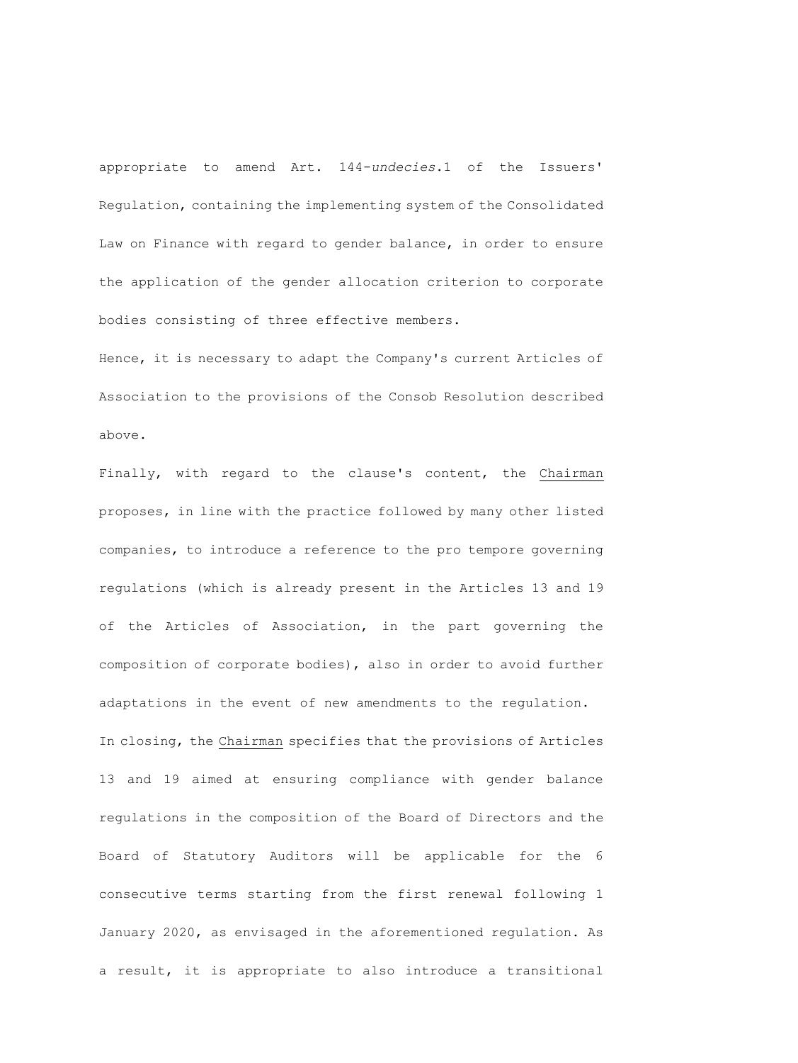appropriate to amend Art. 144-*undecies*.1 of the Issuers' Regulation, containing the implementing system of the Consolidated Law on Finance with regard to gender balance, in order to ensure the application of the gender allocation criterion to corporate bodies consisting of three effective members.

Hence, it is necessary to adapt the Company's current Articles of Association to the provisions of the Consob Resolution described above.

Finally, with regard to the clause's content, the Chairman proposes, in line with the practice followed by many other listed companies, to introduce a reference to the pro tempore governing regulations (which is already present in the Articles 13 and 19 of the Articles of Association, in the part governing the composition of corporate bodies), also in order to avoid further adaptations in the event of new amendments to the regulation.

In closing, the Chairman specifies that the provisions of Articles 13 and 19 aimed at ensuring compliance with gender balance regulations in the composition of the Board of Directors and the Board of Statutory Auditors will be applicable for the 6 consecutive terms starting from the first renewal following 1 January 2020, as envisaged in the aforementioned regulation. As a result, it is appropriate to also introduce a transitional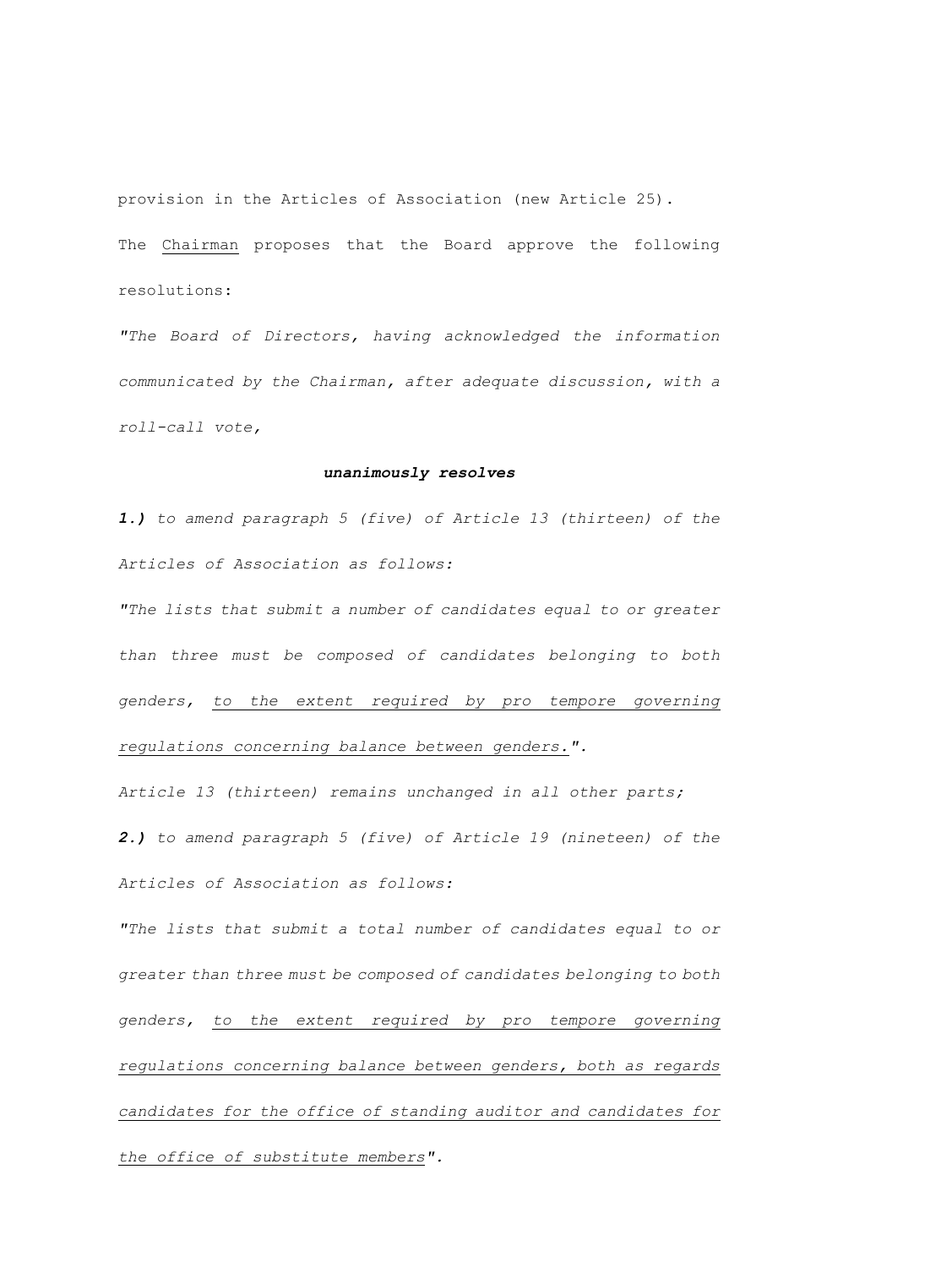provision in the Articles of Association (new Article 25).

The <u>Chairman</u> proposes that the Board approve the following resolutions:

*"The Board of Directors, having acknowledged the information communicated by the Chairman, after adequate discussion, with a roll-call vote,*

***unanimously resolves***

***1.)*** *to amend paragraph 5 (five) of Article 13 (thirteen) of the Articles of Association as follows:*

*"The lists that submit a number of candidates equal to or greater than three must be composed of candidates belonging to both genders, <u>to the extent required by pro tempore governing regulations concerning balance between genders.</u>".*

*Article 13 (thirteen) remains unchanged in all other parts;*

***2.)*** *to amend paragraph 5 (five) of Article 19 (nineteen) of the Articles of Association as follows:*

*"The lists that submit a total number of candidates equal to or greater than three must be composed of candidates belonging to both genders, <u>to the extent required by pro tempore governing regulations concerning balance between genders, both as regards candidates for the office of standing auditor and candidates for the office of substitute members</u>".*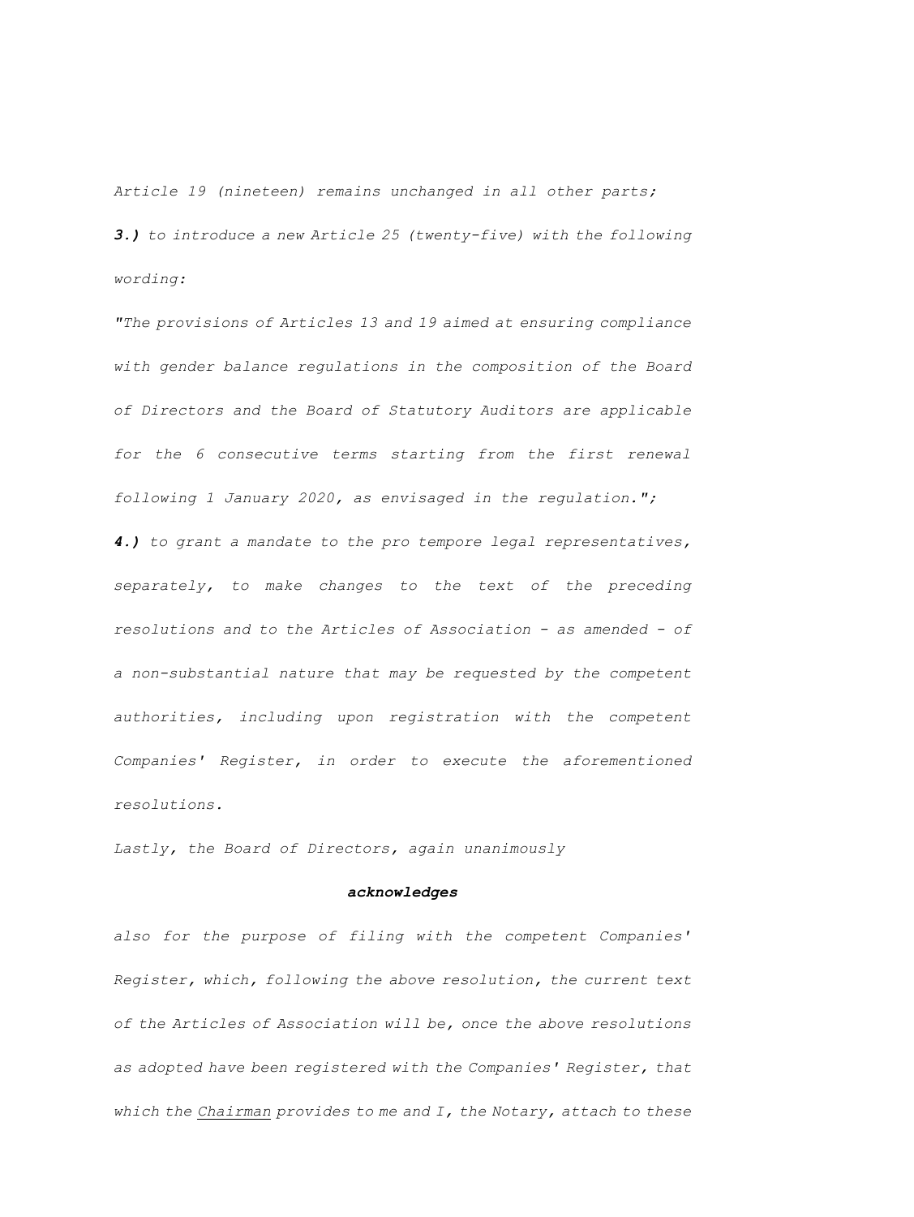*Article 19 (nineteen) remains unchanged in all other parts;*

***3.)*** *to introduce a new Article 25 (twenty-five) with the following wording:*

*"The provisions of Articles 13 and 19 aimed at ensuring compliance with gender balance regulations in the composition of the Board of Directors and the Board of Statutory Auditors are applicable for the 6 consecutive terms starting from the first renewal following 1 January 2020, as envisaged in the regulation.";*

***4.)*** *to grant a mandate to the pro tempore legal representatives, separately, to make changes to the text of the preceding resolutions and to the Articles of Association - as amended - of a non-substantial nature that may be requested by the competent authorities, including upon registration with the competent Companies' Register, in order to execute the aforementioned resolutions.*

*Lastly, the Board of Directors, again unanimously*

***acknowledges***

*also for the purpose of filing with the competent Companies' Register, which, following the above resolution, the current text of the Articles of Association will be, once the above resolutions as adopted have been registered with the Companies' Register, that which the Chairman provides to me and I, the Notary, attach to these*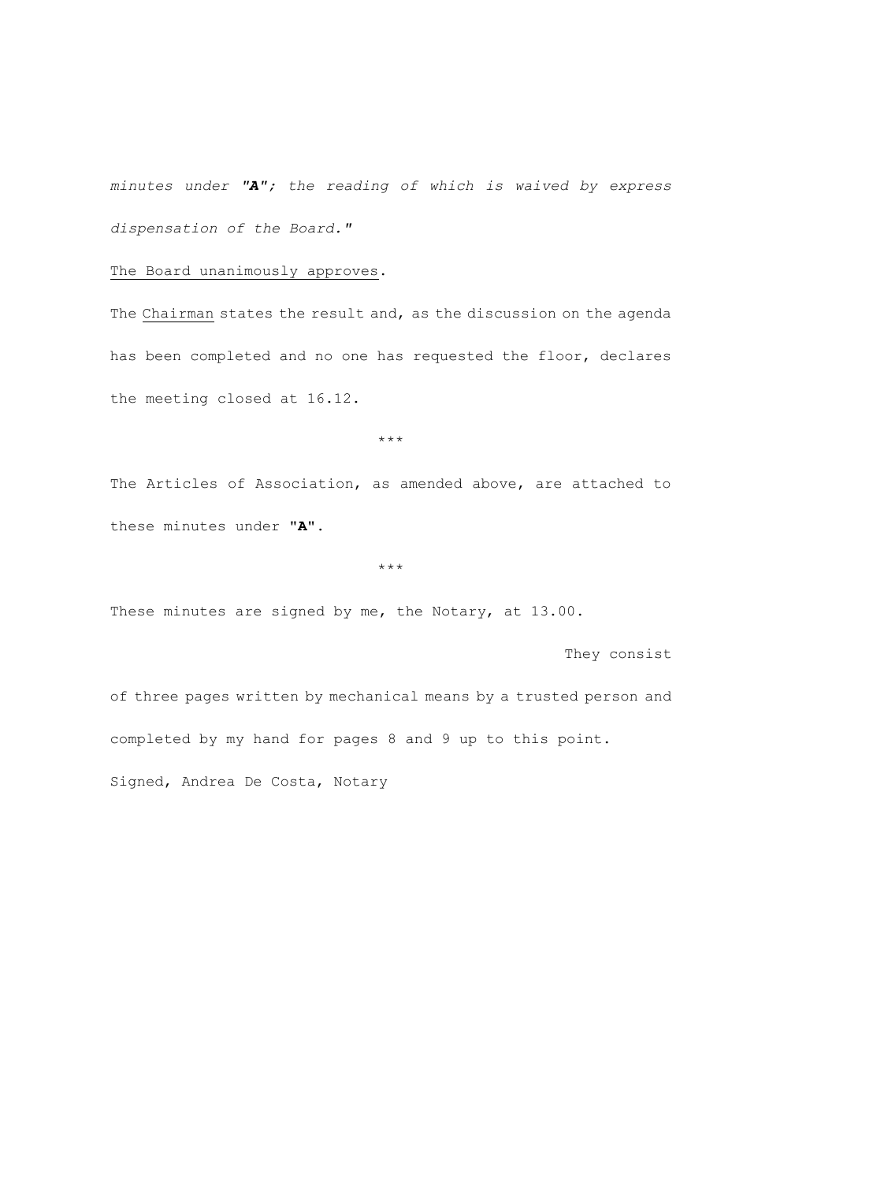*minutes under "**A**"; the reading of which is waived by express dispensation of the Board."*

<u>The Board unanimously approves</u>.

The <u>Chairman</u> states the result and, as the discussion on the agenda has been completed and no one has requested the floor, declares the meeting closed at 16.12.

\*\*\*

The Articles of Association, as amended above, are attached to these minutes under "**A**".

\*\*\*

These minutes are signed by me, the Notary, at 13.00.

They consist of three pages written by mechanical means by a trusted person and completed by my hand for pages 8 and 9 up to this point.

Signed, Andrea De Costa, Notary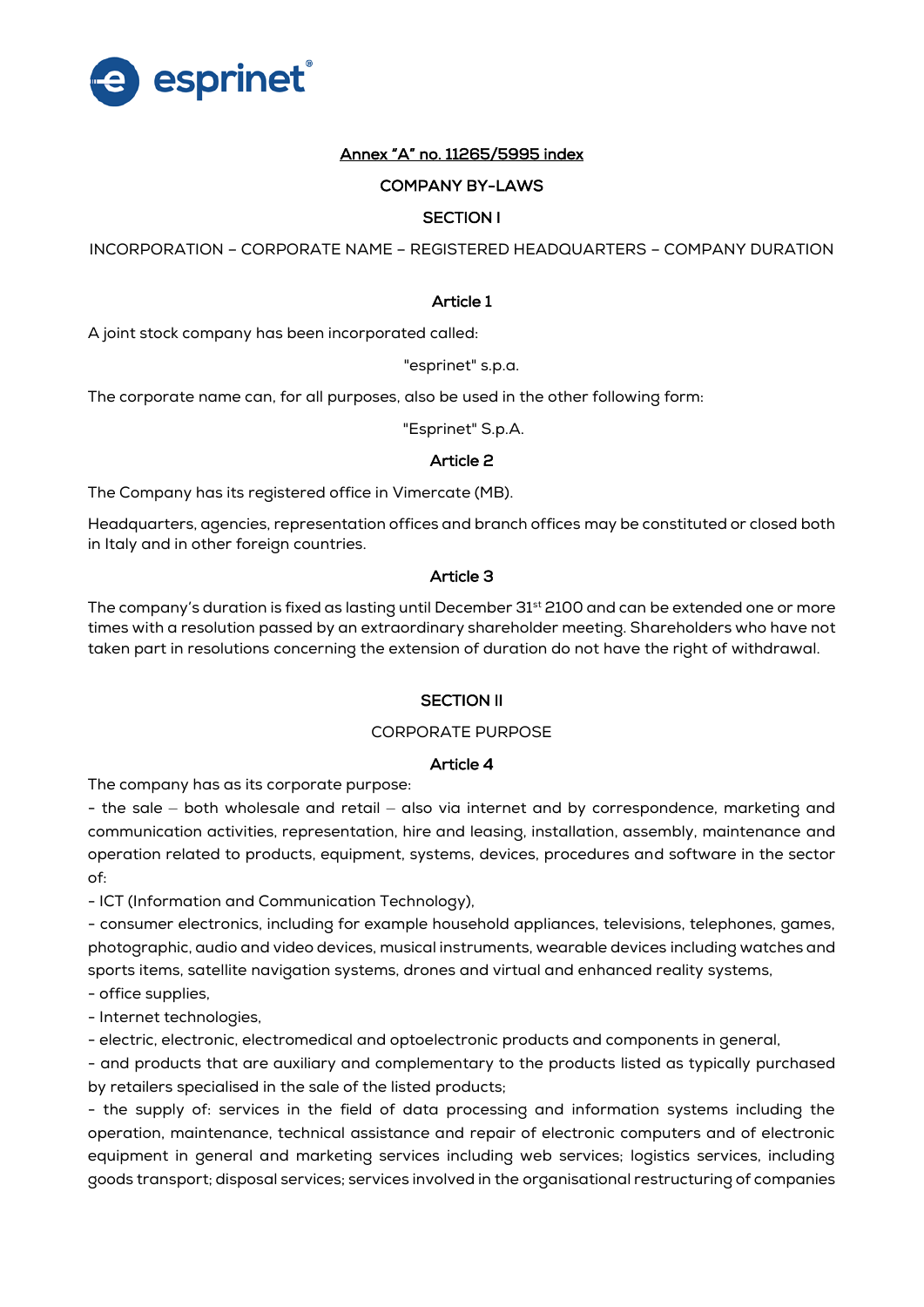**Annex "A" no. 11265/5995 index**

**COMPANY BY-LAWS**

**SECTION I**

INCORPORATION – CORPORATE NAME – REGISTERED HEADQUARTERS – COMPANY DURATION

**Article 1**

A joint stock company has been incorporated called:

"esprinet" s.p.a.

The corporate name can, for all purposes, also be used in the other following form:

"Esprinet" S.p.A.

**Article 2**

The Company has its registered office in Vimercate (MB).

Headquarters, agencies, representation offices and branch offices may be constituted or closed both in Italy and in other foreign countries.

**Article 3**

The company's duration is fixed as lasting until December 31st 2100 and can be extended one or more times with a resolution passed by an extraordinary shareholder meeting. Shareholders who have not taken part in resolutions concerning the extension of duration do not have the right of withdrawal.

**SECTION II**

CORPORATE PURPOSE

**Article 4**

The company has as its corporate purpose:

- the sale – both wholesale and retail – also via internet and by correspondence, marketing and communication activities, representation, hire and leasing, installation, assembly, maintenance and operation related to products, equipment, systems, devices, procedures and software in the sector of:
- ICT (Information and Communication Technology),
- consumer electronics, including for example household appliances, televisions, telephones, games, photographic, audio and video devices, musical instruments, wearable devices including watches and sports items, satellite navigation systems, drones and virtual and enhanced reality systems,
- office supplies,
- Internet technologies,
- electric, electronic, electromedical and optoelectronic products and components in general,
- and products that are auxiliary and complementary to the products listed as typically purchased by retailers specialised in the sale of the listed products;
- the supply of: services in the field of data processing and information systems including the operation, maintenance, technical assistance and repair of electronic computers and of electronic equipment in general and marketing services including web services; logistics services, including goods transport; disposal services; services involved in the organisational restructuring of companies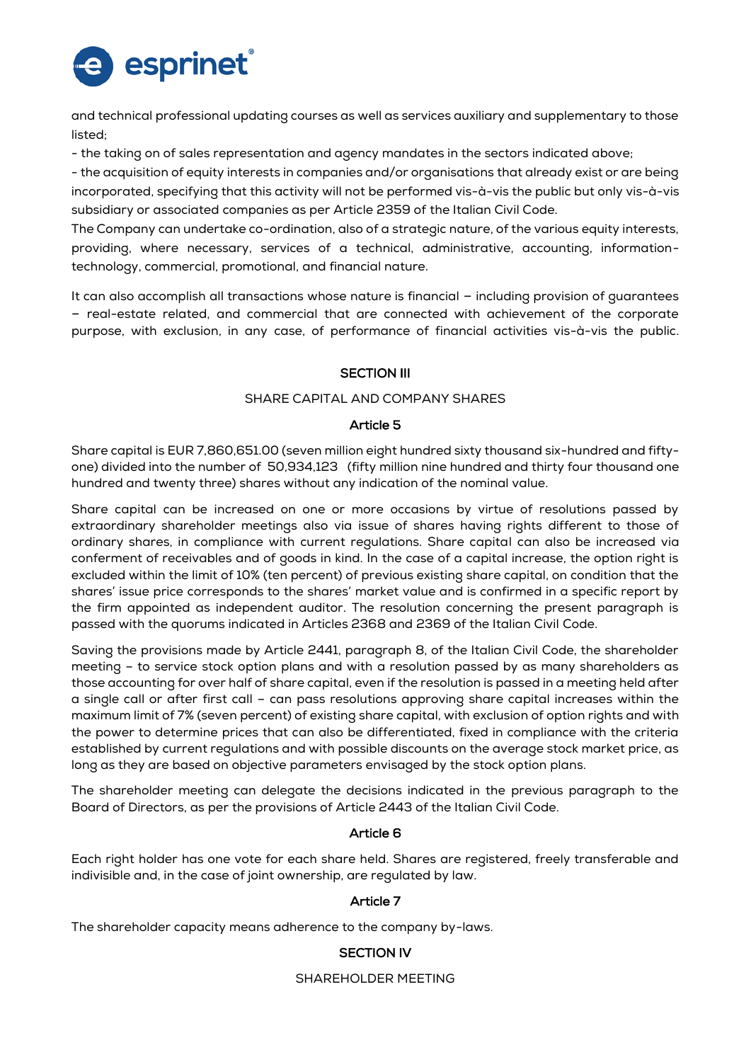and technical professional updating courses as well as services auxiliary and supplementary to those listed;

- the taking on of sales representation and agency mandates in the sectors indicated above;
- the acquisition of equity interests in companies and/or organisations that already exist or are being incorporated, specifying that this activity will not be performed vis-à-vis the public but only vis-à-vis subsidiary or associated companies as per Article 2359 of the Italian Civil Code.

The Company can undertake co-ordination, also of a strategic nature, of the various equity interests, providing, where necessary, services of a technical, administrative, accounting, information-technology, commercial, promotional, and financial nature.

It can also accomplish all transactions whose nature is financial – including provision of guarantees – real-estate related, and commercial that are connected with achievement of the corporate purpose, with exclusion, in any case, of performance of financial activities vis-à-vis the public.

## SECTION III

SHARE CAPITAL AND COMPANY SHARES

### Article 5

Share capital is EUR 7,860,651.00 (seven million eight hundred sixty thousand six-hundred and fifty-one) divided into the number of 50,934,123 (fifty million nine hundred and thirty four thousand one hundred and twenty three) shares without any indication of the nominal value.

Share capital can be increased on one or more occasions by virtue of resolutions passed by extraordinary shareholder meetings also via issue of shares having rights different to those of ordinary shares, in compliance with current regulations. Share capital can also be increased via conferment of receivables and of goods in kind. In the case of a capital increase, the option right is excluded within the limit of 10% (ten percent) of previous existing share capital, on condition that the shares' issue price corresponds to the shares' market value and is confirmed in a specific report by the firm appointed as independent auditor. The resolution concerning the present paragraph is passed with the quorums indicated in Articles 2368 and 2369 of the Italian Civil Code.

Saving the provisions made by Article 2441, paragraph 8, of the Italian Civil Code, the shareholder meeting – to service stock option plans and with a resolution passed by as many shareholders as those accounting for over half of share capital, even if the resolution is passed in a meeting held after a single call or after first call – can pass resolutions approving share capital increases within the maximum limit of 7% (seven percent) of existing share capital, with exclusion of option rights and with the power to determine prices that can also be differentiated, fixed in compliance with the criteria established by current regulations and with possible discounts on the average stock market price, as long as they are based on objective parameters envisaged by the stock option plans.

The shareholder meeting can delegate the decisions indicated in the previous paragraph to the Board of Directors, as per the provisions of Article 2443 of the Italian Civil Code.

### Article 6

Each right holder has one vote for each share held. Shares are registered, freely transferable and indivisible and, in the case of joint ownership, are regulated by law.

### Article 7

The shareholder capacity means adherence to the company by-laws.

## SECTION IV

SHAREHOLDER MEETING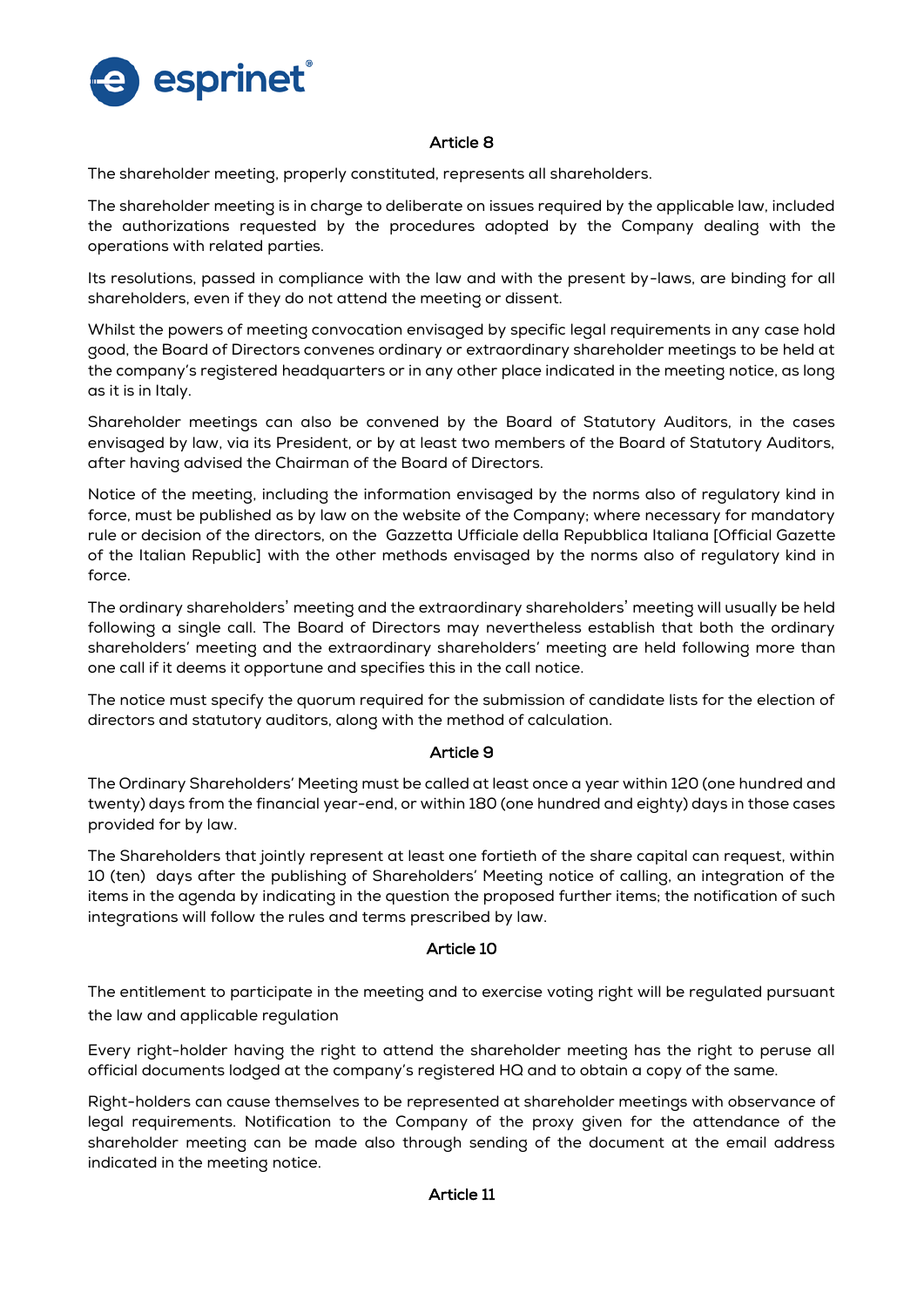## Article 8

The shareholder meeting, properly constituted, represents all shareholders.

The shareholder meeting is in charge to deliberate on issues required by the applicable law, included the authorizations requested by the procedures adopted by the Company dealing with the operations with related parties.

Its resolutions, passed in compliance with the law and with the present by-laws, are binding for all shareholders, even if they do not attend the meeting or dissent.

Whilst the powers of meeting convocation envisaged by specific legal requirements in any case hold good, the Board of Directors convenes ordinary or extraordinary shareholder meetings to be held at the company's registered headquarters or in any other place indicated in the meeting notice, as long as it is in Italy.

Shareholder meetings can also be convened by the Board of Statutory Auditors, in the cases envisaged by law, via its President, or by at least two members of the Board of Statutory Auditors, after having advised the Chairman of the Board of Directors.

Notice of the meeting, including the information envisaged by the norms also of regulatory kind in force, must be published as by law on the website of the Company; where necessary for mandatory rule or decision of the directors, on the Gazzetta Ufficiale della Repubblica Italiana [Official Gazette of the Italian Republic] with the other methods envisaged by the norms also of regulatory kind in force.

The ordinary shareholders' meeting and the extraordinary shareholders' meeting will usually be held following a single call. The Board of Directors may nevertheless establish that both the ordinary shareholders' meeting and the extraordinary shareholders' meeting are held following more than one call if it deems it opportune and specifies this in the call notice.

The notice must specify the quorum required for the submission of candidate lists for the election of directors and statutory auditors, along with the method of calculation.

## Article 9

The Ordinary Shareholders' Meeting must be called at least once a year within 120 (one hundred and twenty) days from the financial year-end, or within 180 (one hundred and eighty) days in those cases provided for by law.

The Shareholders that jointly represent at least one fortieth of the share capital can request, within 10 (ten) days after the publishing of Shareholders' Meeting notice of calling, an integration of the items in the agenda by indicating in the question the proposed further items; the notification of such integrations will follow the rules and terms prescribed by law.

## Article 10

The entitlement to participate in the meeting and to exercise voting right will be regulated pursuant the law and applicable regulation

Every right-holder having the right to attend the shareholder meeting has the right to peruse all official documents lodged at the company's registered HQ and to obtain a copy of the same.

Right-holders can cause themselves to be represented at shareholder meetings with observance of legal requirements. Notification to the Company of the proxy given for the attendance of the shareholder meeting can be made also through sending of the document at the email address indicated in the meeting notice.

## Article 11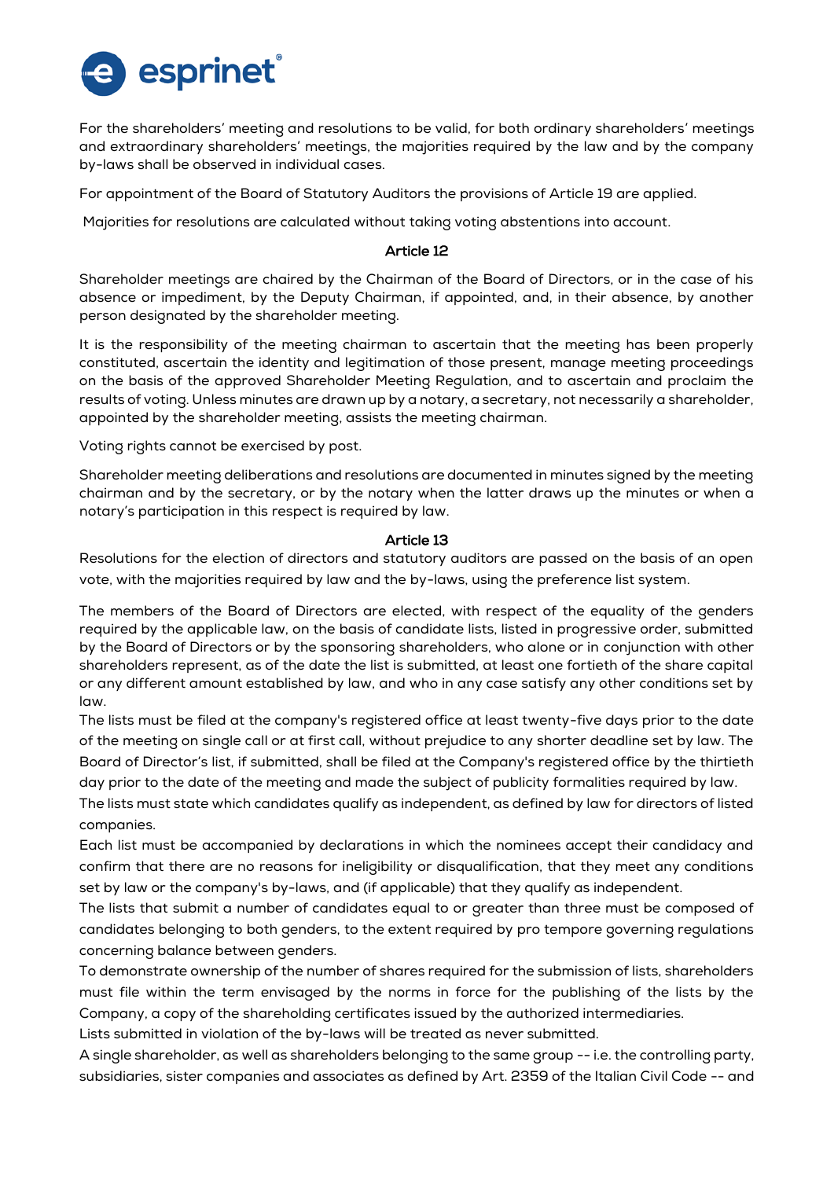For the shareholders' meeting and resolutions to be valid, for both ordinary shareholders' meetings and extraordinary shareholders' meetings, the majorities required by the law and by the company by-laws shall be observed in individual cases.

For appointment of the Board of Statutory Auditors the provisions of Article 19 are applied.

Majorities for resolutions are calculated without taking voting abstentions into account.

### Article 12

Shareholder meetings are chaired by the Chairman of the Board of Directors, or in the case of his absence or impediment, by the Deputy Chairman, if appointed, and, in their absence, by another person designated by the shareholder meeting.

It is the responsibility of the meeting chairman to ascertain that the meeting has been properly constituted, ascertain the identity and legitimation of those present, manage meeting proceedings on the basis of the approved Shareholder Meeting Regulation, and to ascertain and proclaim the results of voting. Unless minutes are drawn up by a notary, a secretary, not necessarily a shareholder, appointed by the shareholder meeting, assists the meeting chairman.

Voting rights cannot be exercised by post.

Shareholder meeting deliberations and resolutions are documented in minutes signed by the meeting chairman and by the secretary, or by the notary when the latter draws up the minutes or when a notary's participation in this respect is required by law.

### Article 13

Resolutions for the election of directors and statutory auditors are passed on the basis of an open vote, with the majorities required by law and the by-laws, using the preference list system.

The members of the Board of Directors are elected, with respect of the equality of the genders required by the applicable law, on the basis of candidate lists, listed in progressive order, submitted by the Board of Directors or by the sponsoring shareholders, who alone or in conjunction with other shareholders represent, as of the date the list is submitted, at least one fortieth of the share capital or any different amount established by law, and who in any case satisfy any other conditions set by law.

The lists must be filed at the company's registered office at least twenty-five days prior to the date of the meeting on single call or at first call, without prejudice to any shorter deadline set by law. The Board of Director's list, if submitted, shall be filed at the Company's registered office by the thirtieth day prior to the date of the meeting and made the subject of publicity formalities required by law.

The lists must state which candidates qualify as independent, as defined by law for directors of listed companies.

Each list must be accompanied by declarations in which the nominees accept their candidacy and confirm that there are no reasons for ineligibility or disqualification, that they meet any conditions set by law or the company's by-laws, and (if applicable) that they qualify as independent.

The lists that submit a number of candidates equal to or greater than three must be composed of candidates belonging to both genders, to the extent required by pro tempore governing regulations concerning balance between genders.

To demonstrate ownership of the number of shares required for the submission of lists, shareholders must file within the term envisaged by the norms in force for the publishing of the lists by the Company, a copy of the shareholding certificates issued by the authorized intermediaries.

Lists submitted in violation of the by-laws will be treated as never submitted.

A single shareholder, as well as shareholders belonging to the same group -- i.e. the controlling party, subsidiaries, sister companies and associates as defined by Art. 2359 of the Italian Civil Code -- and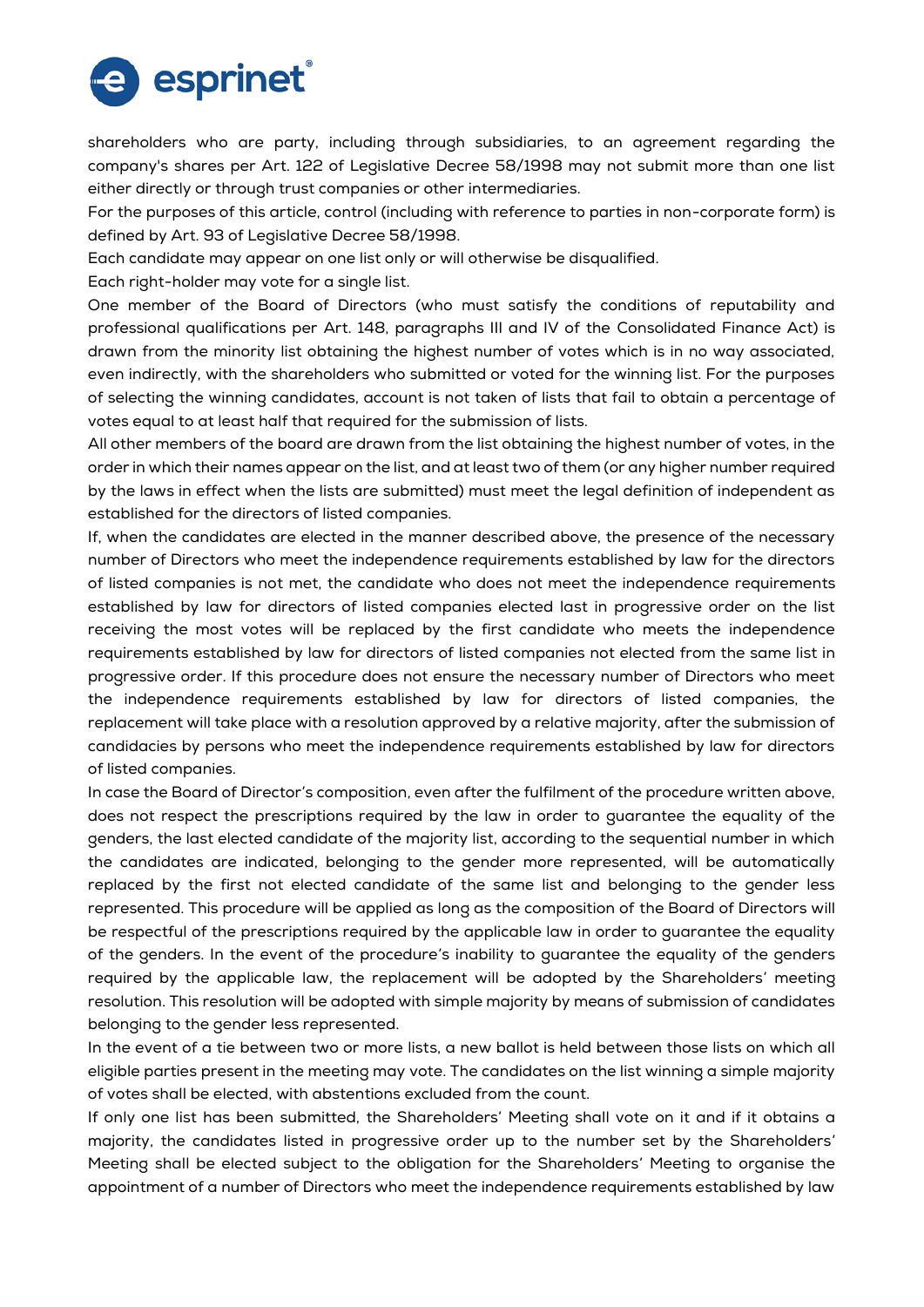shareholders who are party, including through subsidiaries, to an agreement regarding the company's shares per Art. 122 of Legislative Decree 58/1998 may not submit more than one list either directly or through trust companies or other intermediaries.

For the purposes of this article, control (including with reference to parties in non-corporate form) is defined by Art. 93 of Legislative Decree 58/1998.

Each candidate may appear on one list only or will otherwise be disqualified.

Each right-holder may vote for a single list.

One member of the Board of Directors (who must satisfy the conditions of reputability and professional qualifications per Art. 148, paragraphs III and IV of the Consolidated Finance Act) is drawn from the minority list obtaining the highest number of votes which is in no way associated, even indirectly, with the shareholders who submitted or voted for the winning list. For the purposes of selecting the winning candidates, account is not taken of lists that fail to obtain a percentage of votes equal to at least half that required for the submission of lists.

All other members of the board are drawn from the list obtaining the highest number of votes, in the order in which their names appear on the list, and at least two of them (or any higher number required by the laws in effect when the lists are submitted) must meet the legal definition of independent as established for the directors of listed companies.

If, when the candidates are elected in the manner described above, the presence of the necessary number of Directors who meet the independence requirements established by law for the directors of listed companies is not met, the candidate who does not meet the independence requirements established by law for directors of listed companies elected last in progressive order on the list receiving the most votes will be replaced by the first candidate who meets the independence requirements established by law for directors of listed companies not elected from the same list in progressive order. If this procedure does not ensure the necessary number of Directors who meet the independence requirements established by law for directors of listed companies, the replacement will take place with a resolution approved by a relative majority, after the submission of candidacies by persons who meet the independence requirements established by law for directors of listed companies.

In case the Board of Director's composition, even after the fulfilment of the procedure written above, does not respect the prescriptions required by the law in order to guarantee the equality of the genders, the last elected candidate of the majority list, according to the sequential number in which the candidates are indicated, belonging to the gender more represented, will be automatically replaced by the first not elected candidate of the same list and belonging to the gender less represented. This procedure will be applied as long as the composition of the Board of Directors will be respectful of the prescriptions required by the applicable law in order to guarantee the equality of the genders. In the event of the procedure's inability to guarantee the equality of the genders required by the applicable law, the replacement will be adopted by the Shareholders' meeting resolution. This resolution will be adopted with simple majority by means of submission of candidates belonging to the gender less represented.

In the event of a tie between two or more lists, a new ballot is held between those lists on which all eligible parties present in the meeting may vote. The candidates on the list winning a simple majority of votes shall be elected, with abstentions excluded from the count.

If only one list has been submitted, the Shareholders' Meeting shall vote on it and if it obtains a majority, the candidates listed in progressive order up to the number set by the Shareholders' Meeting shall be elected subject to the obligation for the Shareholders' Meeting to organise the appointment of a number of Directors who meet the independence requirements established by law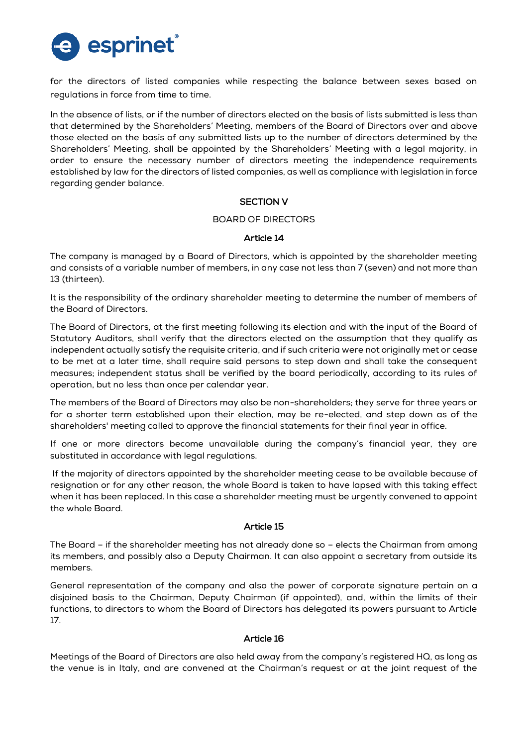for the directors of listed companies while respecting the balance between sexes based on regulations in force from time to time.

In the absence of lists, or if the number of directors elected on the basis of lists submitted is less than that determined by the Shareholders' Meeting, members of the Board of Directors over and above those elected on the basis of any submitted lists up to the number of directors determined by the Shareholders' Meeting, shall be appointed by the Shareholders' Meeting with a legal majority, in order to ensure the necessary number of directors meeting the independence requirements established by law for the directors of listed companies, as well as compliance with legislation in force regarding gender balance.

## SECTION V

## BOARD OF DIRECTORS

### Article 14

The company is managed by a Board of Directors, which is appointed by the shareholder meeting and consists of a variable number of members, in any case not less than 7 (seven) and not more than 13 (thirteen).

It is the responsibility of the ordinary shareholder meeting to determine the number of members of the Board of Directors.

The Board of Directors, at the first meeting following its election and with the input of the Board of Statutory Auditors, shall verify that the directors elected on the assumption that they qualify as independent actually satisfy the requisite criteria, and if such criteria were not originally met or cease to be met at a later time, shall require said persons to step down and shall take the consequent measures; independent status shall be verified by the board periodically, according to its rules of operation, but no less than once per calendar year.

The members of the Board of Directors may also be non-shareholders; they serve for three years or for a shorter term established upon their election, may be re-elected, and step down as of the shareholders' meeting called to approve the financial statements for their final year in office.

If one or more directors become unavailable during the company's financial year, they are substituted in accordance with legal regulations.

If the majority of directors appointed by the shareholder meeting cease to be available because of resignation or for any other reason, the whole Board is taken to have lapsed with this taking effect when it has been replaced. In this case a shareholder meeting must be urgently convened to appoint the whole Board.

### Article 15

The Board – if the shareholder meeting has not already done so – elects the Chairman from among its members, and possibly also a Deputy Chairman. It can also appoint a secretary from outside its members.

General representation of the company and also the power of corporate signature pertain on a disjoined basis to the Chairman, Deputy Chairman (if appointed), and, within the limits of their functions, to directors to whom the Board of Directors has delegated its powers pursuant to Article 17.

### Article 16

Meetings of the Board of Directors are also held away from the company's registered HQ, as long as the venue is in Italy, and are convened at the Chairman's request or at the joint request of the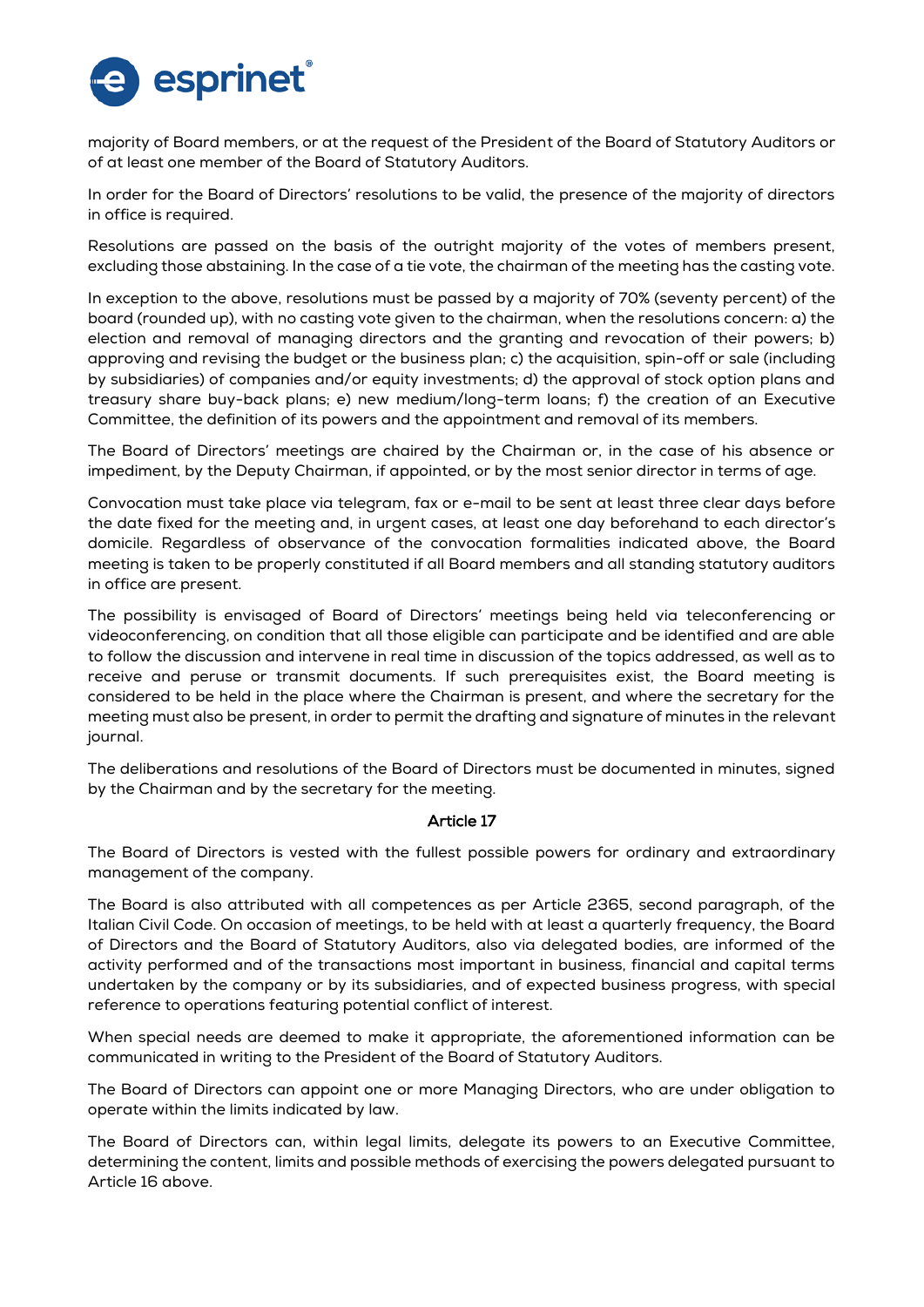majority of Board members, or at the request of the President of the Board of Statutory Auditors or of at least one member of the Board of Statutory Auditors.

In order for the Board of Directors' resolutions to be valid, the presence of the majority of directors in office is required.

Resolutions are passed on the basis of the outright majority of the votes of members present, excluding those abstaining. In the case of a tie vote, the chairman of the meeting has the casting vote.

In exception to the above, resolutions must be passed by a majority of 70% (seventy percent) of the board (rounded up), with no casting vote given to the chairman, when the resolutions concern: a) the election and removal of managing directors and the granting and revocation of their powers; b) approving and revising the budget or the business plan; c) the acquisition, spin-off or sale (including by subsidiaries) of companies and/or equity investments; d) the approval of stock option plans and treasury share buy-back plans; e) new medium/long-term loans; f) the creation of an Executive Committee, the definition of its powers and the appointment and removal of its members.

The Board of Directors' meetings are chaired by the Chairman or, in the case of his absence or impediment, by the Deputy Chairman, if appointed, or by the most senior director in terms of age.

Convocation must take place via telegram, fax or e-mail to be sent at least three clear days before the date fixed for the meeting and, in urgent cases, at least one day beforehand to each director's domicile. Regardless of observance of the convocation formalities indicated above, the Board meeting is taken to be properly constituted if all Board members and all standing statutory auditors in office are present.

The possibility is envisaged of Board of Directors' meetings being held via teleconferencing or videoconferencing, on condition that all those eligible can participate and be identified and are able to follow the discussion and intervene in real time in discussion of the topics addressed, as well as to receive and peruse or transmit documents. If such prerequisites exist, the Board meeting is considered to be held in the place where the Chairman is present, and where the secretary for the meeting must also be present, in order to permit the drafting and signature of minutes in the relevant journal.

The deliberations and resolutions of the Board of Directors must be documented in minutes, signed by the Chairman and by the secretary for the meeting.

### Article 17

The Board of Directors is vested with the fullest possible powers for ordinary and extraordinary management of the company.

The Board is also attributed with all competences as per Article 2365, second paragraph, of the Italian Civil Code. On occasion of meetings, to be held with at least a quarterly frequency, the Board of Directors and the Board of Statutory Auditors, also via delegated bodies, are informed of the activity performed and of the transactions most important in business, financial and capital terms undertaken by the company or by its subsidiaries, and of expected business progress, with special reference to operations featuring potential conflict of interest.

When special needs are deemed to make it appropriate, the aforementioned information can be communicated in writing to the President of the Board of Statutory Auditors.

The Board of Directors can appoint one or more Managing Directors, who are under obligation to operate within the limits indicated by law.

The Board of Directors can, within legal limits, delegate its powers to an Executive Committee, determining the content, limits and possible methods of exercising the powers delegated pursuant to Article 16 above.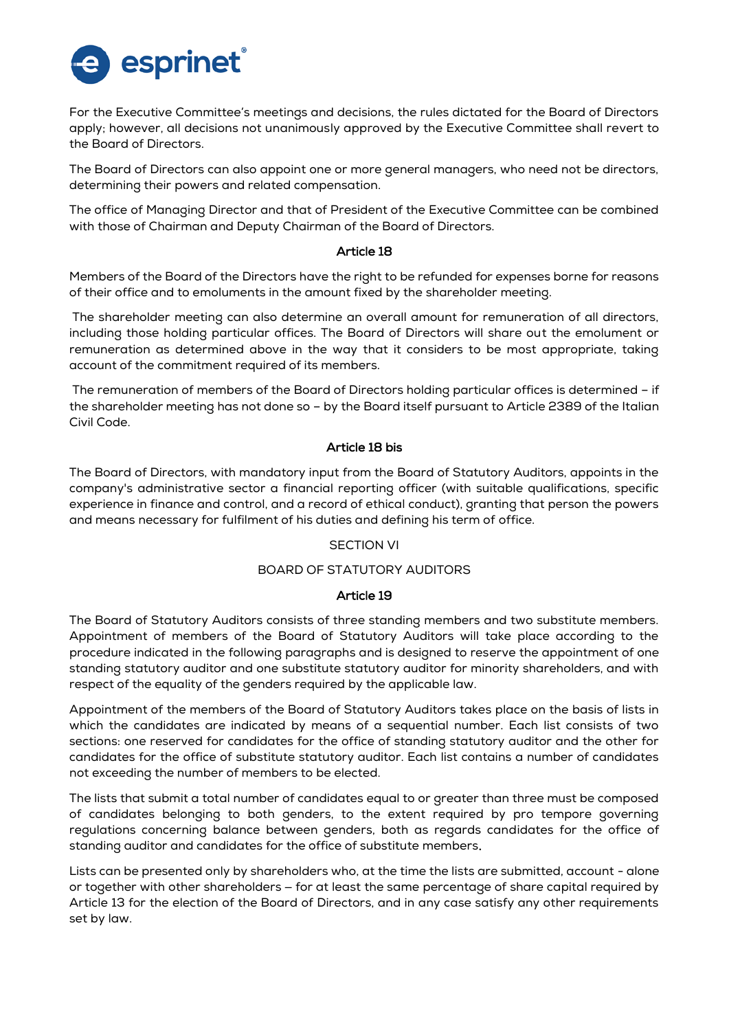For the Executive Committee's meetings and decisions, the rules dictated for the Board of Directors apply; however, all decisions not unanimously approved by the Executive Committee shall revert to the Board of Directors.

The Board of Directors can also appoint one or more general managers, who need not be directors, determining their powers and related compensation.

The office of Managing Director and that of President of the Executive Committee can be combined with those of Chairman and Deputy Chairman of the Board of Directors.

### Article 18

Members of the Board of the Directors have the right to be refunded for expenses borne for reasons of their office and to emoluments in the amount fixed by the shareholder meeting.

The shareholder meeting can also determine an overall amount for remuneration of all directors, including those holding particular offices. The Board of Directors will share out the emolument or remuneration as determined above in the way that it considers to be most appropriate, taking account of the commitment required of its members.

The remuneration of members of the Board of Directors holding particular offices is determined – if the shareholder meeting has not done so – by the Board itself pursuant to Article 2389 of the Italian Civil Code.

### Article 18 bis

The Board of Directors, with mandatory input from the Board of Statutory Auditors, appoints in the company's administrative sector a financial reporting officer (with suitable qualifications, specific experience in finance and control, and a record of ethical conduct), granting that person the powers and means necessary for fulfilment of his duties and defining his term of office.

## SECTION VI

## BOARD OF STATUTORY AUDITORS

### Article 19

The Board of Statutory Auditors consists of three standing members and two substitute members. Appointment of members of the Board of Statutory Auditors will take place according to the procedure indicated in the following paragraphs and is designed to reserve the appointment of one standing statutory auditor and one substitute statutory auditor for minority shareholders, and with respect of the equality of the genders required by the applicable law.

Appointment of the members of the Board of Statutory Auditors takes place on the basis of lists in which the candidates are indicated by means of a sequential number. Each list consists of two sections: one reserved for candidates for the office of standing statutory auditor and the other for candidates for the office of substitute statutory auditor. Each list contains a number of candidates not exceeding the number of members to be elected.

The lists that submit a total number of candidates equal to or greater than three must be composed of candidates belonging to both genders, to the extent required by pro tempore governing regulations concerning balance between genders, both as regards candidates for the office of standing auditor and candidates for the office of substitute members.

Lists can be presented only by shareholders who, at the time the lists are submitted, account - alone or together with other shareholders – for at least the same percentage of share capital required by Article 13 for the election of the Board of Directors, and in any case satisfy any other requirements set by law.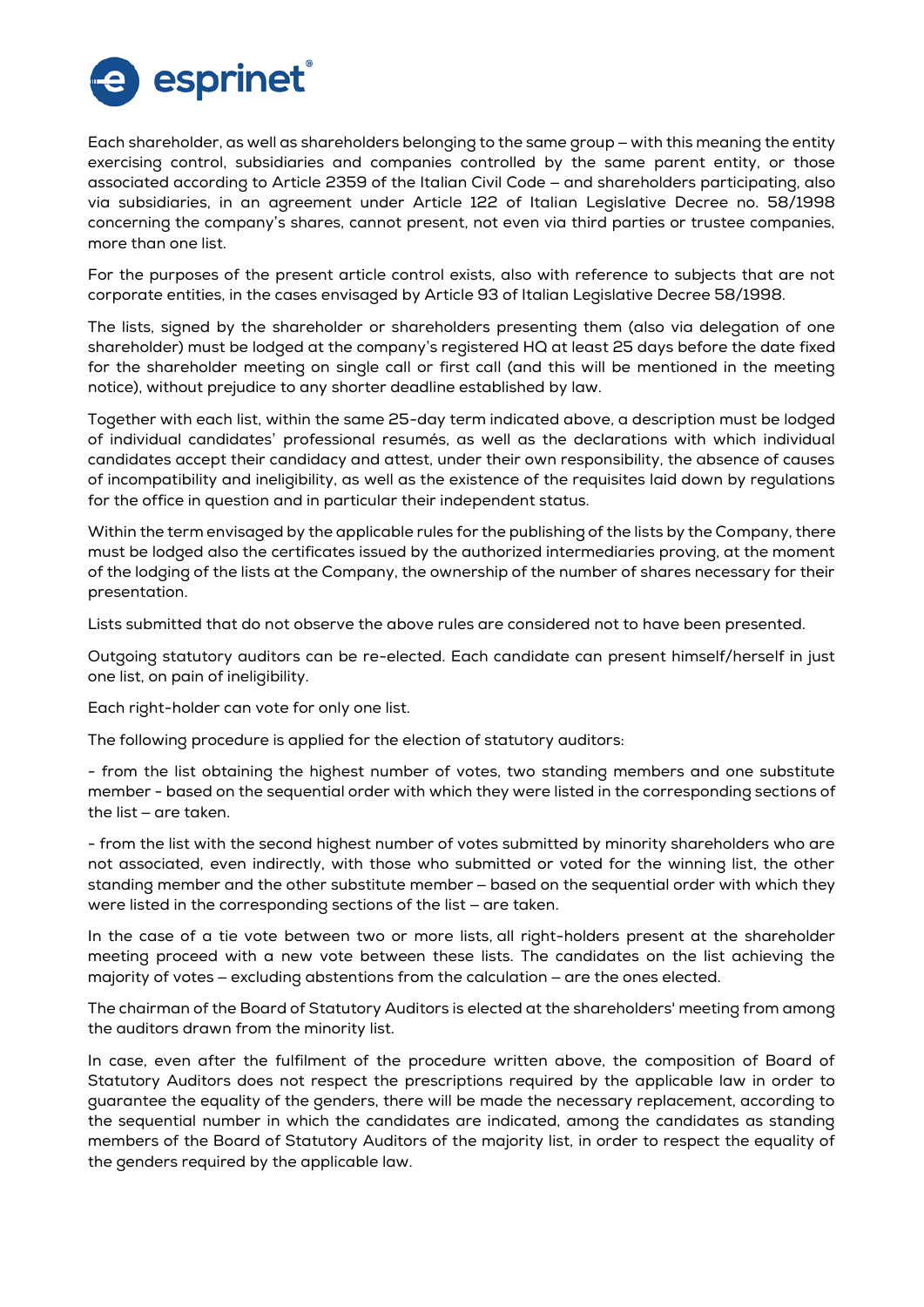Each shareholder, as well as shareholders belonging to the same group – with this meaning the entity exercising control, subsidiaries and companies controlled by the same parent entity, or those associated according to Article 2359 of the Italian Civil Code – and shareholders participating, also via subsidiaries, in an agreement under Article 122 of Italian Legislative Decree no. 58/1998 concerning the company's shares, cannot present, not even via third parties or trustee companies, more than one list.

For the purposes of the present article control exists, also with reference to subjects that are not corporate entities, in the cases envisaged by Article 93 of Italian Legislative Decree 58/1998.

The lists, signed by the shareholder or shareholders presenting them (also via delegation of one shareholder) must be lodged at the company's registered HQ at least 25 days before the date fixed for the shareholder meeting on single call or first call (and this will be mentioned in the meeting notice), without prejudice to any shorter deadline established by law.

Together with each list, within the same 25-day term indicated above, a description must be lodged of individual candidates' professional resumés, as well as the declarations with which individual candidates accept their candidacy and attest, under their own responsibility, the absence of causes of incompatibility and ineligibility, as well as the existence of the requisites laid down by regulations for the office in question and in particular their independent status.

Within the term envisaged by the applicable rules for the publishing of the lists by the Company, there must be lodged also the certificates issued by the authorized intermediaries proving, at the moment of the lodging of the lists at the Company, the ownership of the number of shares necessary for their presentation.

Lists submitted that do not observe the above rules are considered not to have been presented.

Outgoing statutory auditors can be re-elected. Each candidate can present himself/herself in just one list, on pain of ineligibility.

Each right-holder can vote for only one list.

The following procedure is applied for the election of statutory auditors:

- from the list obtaining the highest number of votes, two standing members and one substitute member - based on the sequential order with which they were listed in the corresponding sections of the list – are taken.

- from the list with the second highest number of votes submitted by minority shareholders who are not associated, even indirectly, with those who submitted or voted for the winning list, the other standing member and the other substitute member – based on the sequential order with which they were listed in the corresponding sections of the list – are taken.

In the case of a tie vote between two or more lists, all right-holders present at the shareholder meeting proceed with a new vote between these lists. The candidates on the list achieving the majority of votes – excluding abstentions from the calculation – are the ones elected.

The chairman of the Board of Statutory Auditors is elected at the shareholders' meeting from among the auditors drawn from the minority list.

In case, even after the fulfilment of the procedure written above, the composition of Board of Statutory Auditors does not respect the prescriptions required by the applicable law in order to guarantee the equality of the genders, there will be made the necessary replacement, according to the sequential number in which the candidates are indicated, among the candidates as standing members of the Board of Statutory Auditors of the majority list, in order to respect the equality of the genders required by the applicable law.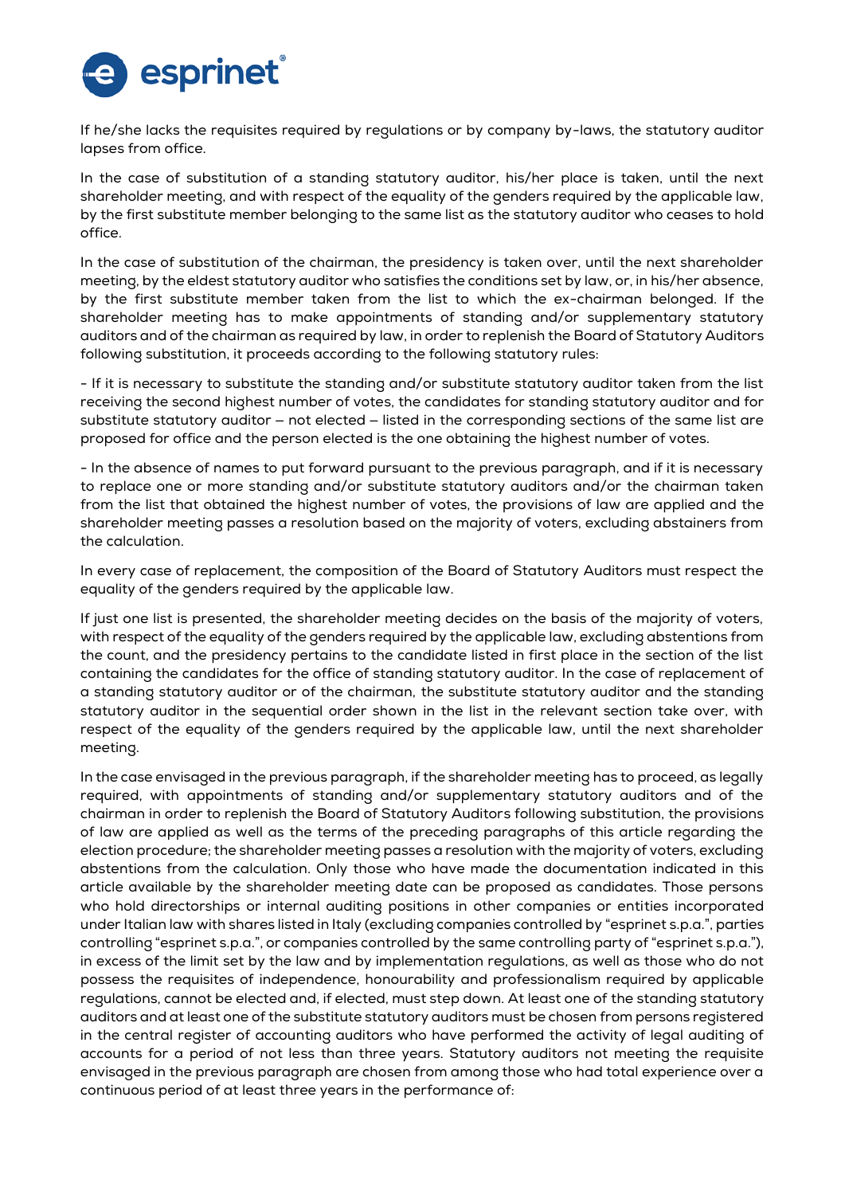If he/she lacks the requisites required by regulations or by company by-laws, the statutory auditor lapses from office.

In the case of substitution of a standing statutory auditor, his/her place is taken, until the next shareholder meeting, and with respect of the equality of the genders required by the applicable law, by the first substitute member belonging to the same list as the statutory auditor who ceases to hold office.

In the case of substitution of the chairman, the presidency is taken over, until the next shareholder meeting, by the eldest statutory auditor who satisfies the conditions set by law, or, in his/her absence, by the first substitute member taken from the list to which the ex-chairman belonged. If the shareholder meeting has to make appointments of standing and/or supplementary statutory auditors and of the chairman as required by law, in order to replenish the Board of Statutory Auditors following substitution, it proceeds according to the following statutory rules:

- If it is necessary to substitute the standing and/or substitute statutory auditor taken from the list receiving the second highest number of votes, the candidates for standing statutory auditor and for substitute statutory auditor – not elected – listed in the corresponding sections of the same list are proposed for office and the person elected is the one obtaining the highest number of votes.

- In the absence of names to put forward pursuant to the previous paragraph, and if it is necessary to replace one or more standing and/or substitute statutory auditors and/or the chairman taken from the list that obtained the highest number of votes, the provisions of law are applied and the shareholder meeting passes a resolution based on the majority of voters, excluding abstainers from the calculation.

In every case of replacement, the composition of the Board of Statutory Auditors must respect the equality of the genders required by the applicable law.

If just one list is presented, the shareholder meeting decides on the basis of the majority of voters, with respect of the equality of the genders required by the applicable law, excluding abstentions from the count, and the presidency pertains to the candidate listed in first place in the section of the list containing the candidates for the office of standing statutory auditor. In the case of replacement of a standing statutory auditor or of the chairman, the substitute statutory auditor and the standing statutory auditor in the sequential order shown in the list in the relevant section take over, with respect of the equality of the genders required by the applicable law, until the next shareholder meeting.

In the case envisaged in the previous paragraph, if the shareholder meeting has to proceed, as legally required, with appointments of standing and/or supplementary statutory auditors and of the chairman in order to replenish the Board of Statutory Auditors following substitution, the provisions of law are applied as well as the terms of the preceding paragraphs of this article regarding the election procedure; the shareholder meeting passes a resolution with the majority of voters, excluding abstentions from the calculation. Only those who have made the documentation indicated in this article available by the shareholder meeting date can be proposed as candidates. Those persons who hold directorships or internal auditing positions in other companies or entities incorporated under Italian law with shares listed in Italy (excluding companies controlled by "esprinet s.p.a.", parties controlling "esprinet s.p.a.", or companies controlled by the same controlling party of "esprinet s.p.a."), in excess of the limit set by the law and by implementation regulations, as well as those who do not possess the requisites of independence, honourability and professionalism required by applicable regulations, cannot be elected and, if elected, must step down. At least one of the standing statutory auditors and at least one of the substitute statutory auditors must be chosen from persons registered in the central register of accounting auditors who have performed the activity of legal auditing of accounts for a period of not less than three years. Statutory auditors not meeting the requisite envisaged in the previous paragraph are chosen from among those who had total experience over a continuous period of at least three years in the performance of: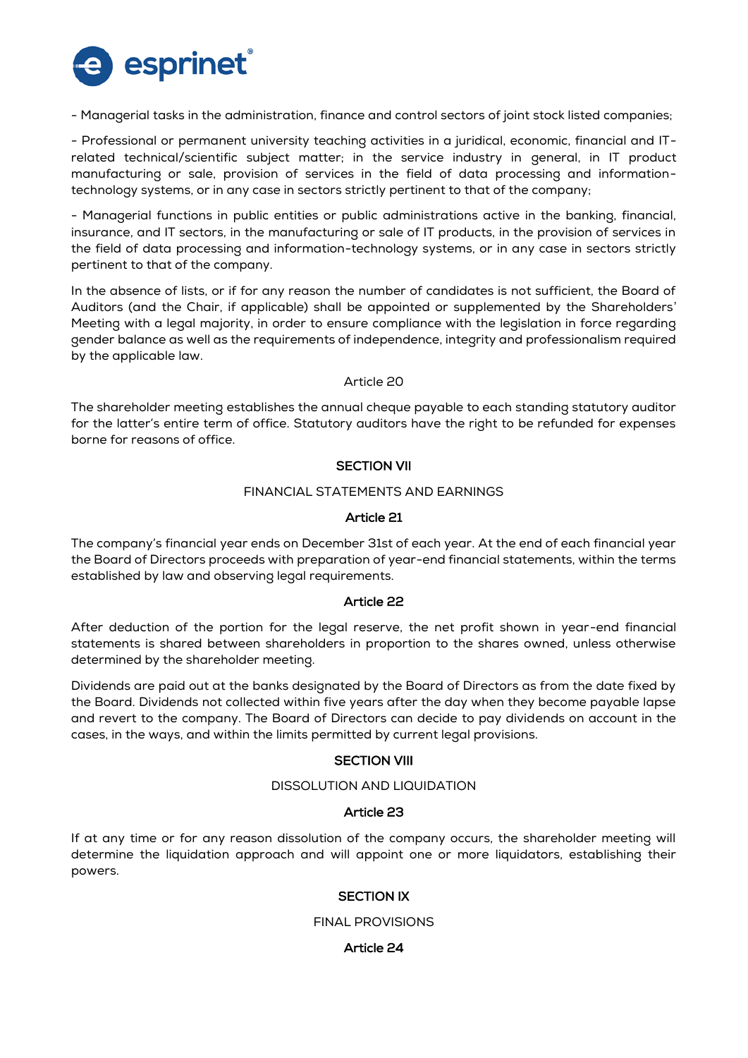- Managerial tasks in the administration, finance and control sectors of joint stock listed companies;

- Professional or permanent university teaching activities in a juridical, economic, financial and IT-related technical/scientific subject matter; in the service industry in general, in IT product manufacturing or sale, provision of services in the field of data processing and information-technology systems, or in any case in sectors strictly pertinent to that of the company;

- Managerial functions in public entities or public administrations active in the banking, financial, insurance, and IT sectors, in the manufacturing or sale of IT products, in the provision of services in the field of data processing and information-technology systems, or in any case in sectors strictly pertinent to that of the company.

In the absence of lists, or if for any reason the number of candidates is not sufficient, the Board of Auditors (and the Chair, if applicable) shall be appointed or supplemented by the Shareholders' Meeting with a legal majority, in order to ensure compliance with the legislation in force regarding gender balance as well as the requirements of independence, integrity and professionalism required by the applicable law.

Article 20

The shareholder meeting establishes the annual cheque payable to each standing statutory auditor for the latter's entire term of office. Statutory auditors have the right to be refunded for expenses borne for reasons of office.

## SECTION VII

FINANCIAL STATEMENTS AND EARNINGS

### Article 21

The company's financial year ends on December 31st of each year. At the end of each financial year the Board of Directors proceeds with preparation of year-end financial statements, within the terms established by law and observing legal requirements.

### Article 22

After deduction of the portion for the legal reserve, the net profit shown in year-end financial statements is shared between shareholders in proportion to the shares owned, unless otherwise determined by the shareholder meeting.

Dividends are paid out at the banks designated by the Board of Directors as from the date fixed by the Board. Dividends not collected within five years after the day when they become payable lapse and revert to the company. The Board of Directors can decide to pay dividends on account in the cases, in the ways, and within the limits permitted by current legal provisions.

## SECTION VIII

DISSOLUTION AND LIQUIDATION

### Article 23

If at any time or for any reason dissolution of the company occurs, the shareholder meeting will determine the liquidation approach and will appoint one or more liquidators, establishing their powers.

## SECTION IX

FINAL PROVISIONS

### Article 24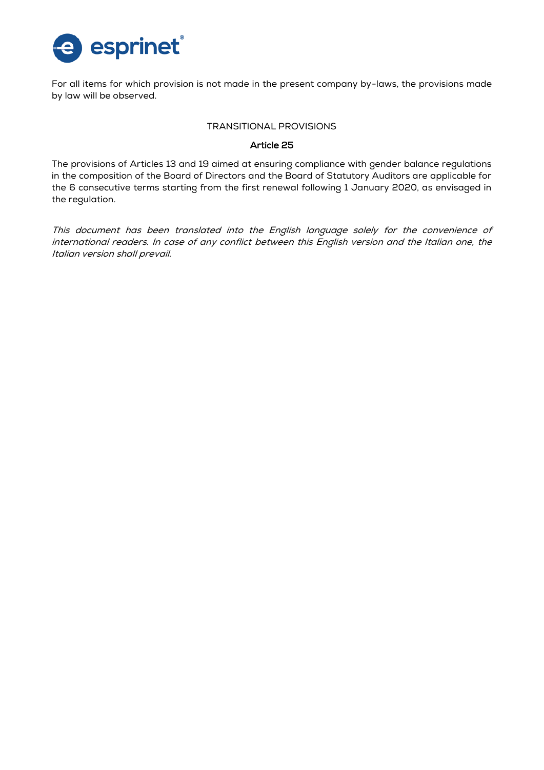For all items for which provision is not made in the present company by-laws, the provisions made by law will be observed.

TRANSITIONAL PROVISIONS

**Article 25**

The provisions of Articles 13 and 19 aimed at ensuring compliance with gender balance regulations in the composition of the Board of Directors and the Board of Statutory Auditors are applicable for the 6 consecutive terms starting from the first renewal following 1 January 2020, as envisaged in the regulation.

*This document has been translated into the English language solely for the convenience of international readers. In case of any conflict between this English version and the Italian one, the Italian version shall prevail.*